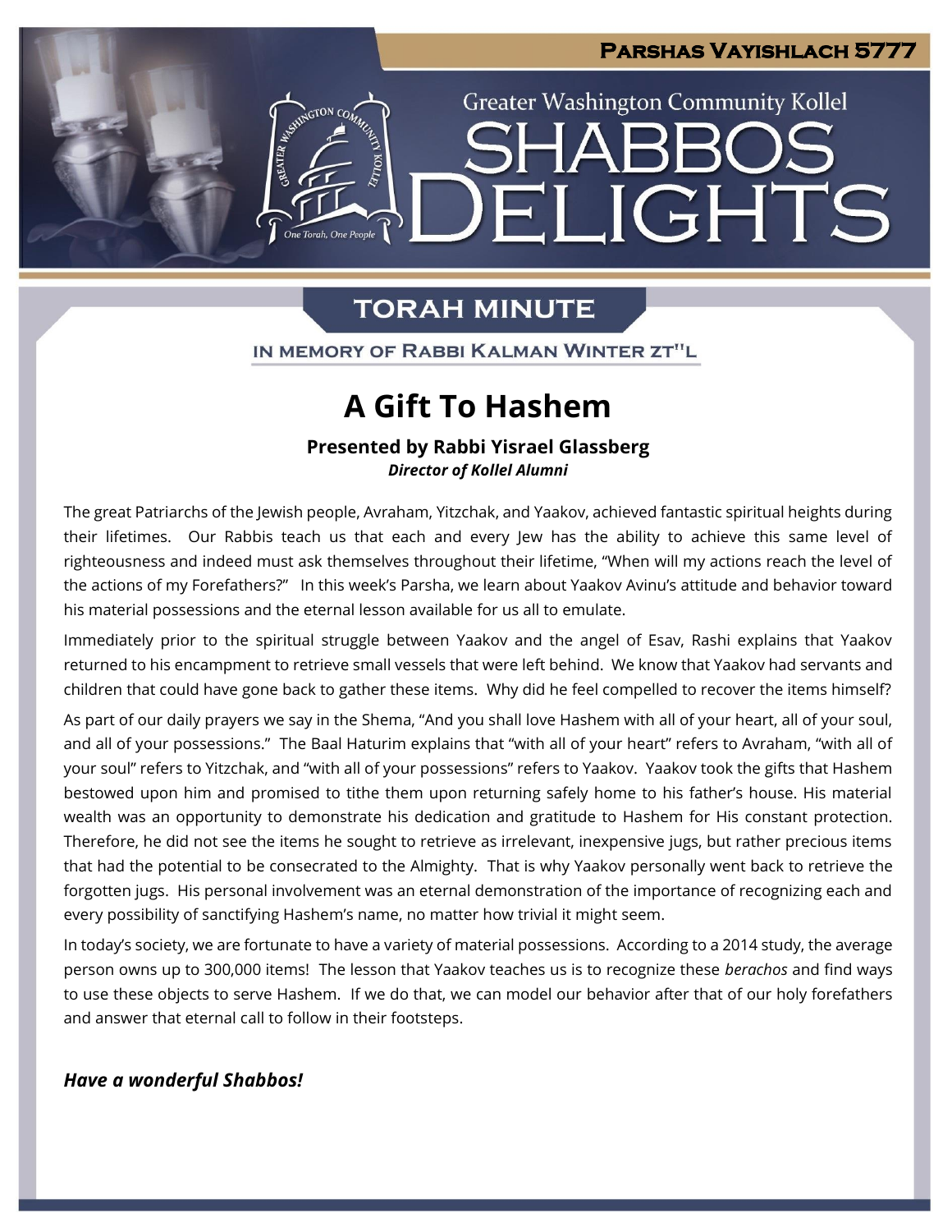**Parshas Vayishlach 5777**

Greater Washington Community Kollel

# SHABBOS DELIGHTS

## TORAH MINUTE

IN MEMORY OF RABBI KALMAN WINTER ZT"L

# A Gift To Hashem

**Presented by Rabbi Yisrael Glassberg**
***Director of Kollel Alumni***

The great Patriarchs of the Jewish people, Avraham, Yitzchak, and Yaakov, achieved fantastic spiritual heights during their lifetimes. Our Rabbis teach us that each and every Jew has the ability to achieve this same level of righteousness and indeed must ask themselves throughout their lifetime, "When will my actions reach the level of the actions of my Forefathers?" In this week's Parsha, we learn about Yaakov Avinu's attitude and behavior toward his material possessions and the eternal lesson available for us all to emulate.

Immediately prior to the spiritual struggle between Yaakov and the angel of Esav, Rashi explains that Yaakov returned to his encampment to retrieve small vessels that were left behind. We know that Yaakov had servants and children that could have gone back to gather these items. Why did he feel compelled to recover the items himself?

As part of our daily prayers we say in the Shema, "And you shall love Hashem with all of your heart, all of your soul, and all of your possessions." The Baal Haturim explains that "with all of your heart" refers to Avraham, "with all of your soul" refers to Yitzchak, and "with all of your possessions" refers to Yaakov. Yaakov took the gifts that Hashem bestowed upon him and promised to tithe them upon returning safely home to his father's house. His material wealth was an opportunity to demonstrate his dedication and gratitude to Hashem for His constant protection. Therefore, he did not see the items he sought to retrieve as irrelevant, inexpensive jugs, but rather precious items that had the potential to be consecrated to the Almighty. That is why Yaakov personally went back to retrieve the forgotten jugs. His personal involvement was an eternal demonstration of the importance of recognizing each and every possibility of sanctifying Hashem's name, no matter how trivial it might seem.

In today's society, we are fortunate to have a variety of material possessions. According to a 2014 study, the average person owns up to 300,000 items! The lesson that Yaakov teaches us is to recognize these *berachos* and find ways to use these objects to serve Hashem. If we do that, we can model our behavior after that of our holy forefathers and answer that eternal call to follow in their footsteps.

***Have a wonderful Shabbos!***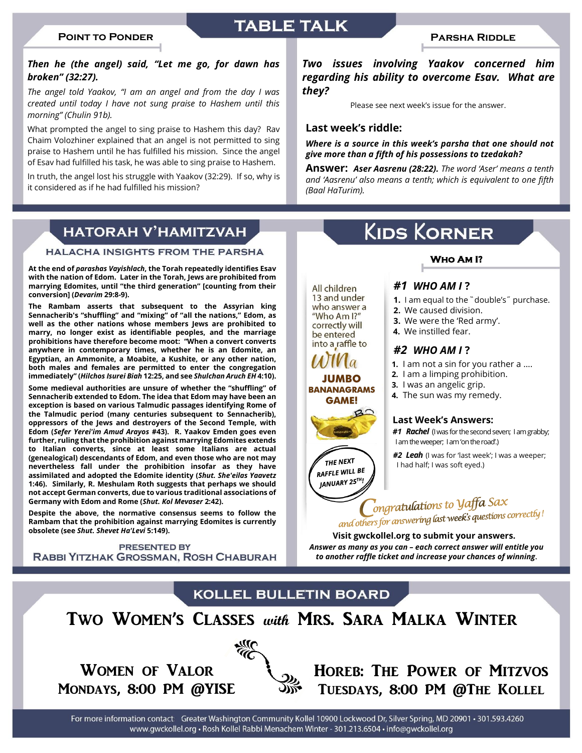# TABLE TALK

## Point to Ponder

***Then he (the angel) said, "Let me go, for dawn has broken" (32:27).***

*The angel told Yaakov, "I am an angel and from the day I was created until today I have not sung praise to Hashem until this morning" (Chulin 91b).*

What prompted the angel to sing praise to Hashem this day? Rav Chaim Volozhiner explained that an angel is not permitted to sing praise to Hashem until he has fulfilled his mission. Since the angel of Esav had fulfilled his task, he was able to sing praise to Hashem.

In truth, the angel lost his struggle with Yaakov (32:29). If so, why is it considered as if he had fulfilled his mission?

## Parsha Riddle

***Two issues involving Yaakov concerned him regarding his ability to overcome Esav. What are they?***

Please see next week's issue for the answer.

### Last week's riddle:

***Where is a source in this week's parsha that one should not give more than a fifth of his possessions to tzedakah?***

**Answer:** ***Aser Aasrenu (28:22).*** *The word 'Aser' means a tenth and 'Aasrenu' also means a tenth; which is equivalent to one fifth (Baal HaTurim).*

# HATORAH V'HAMITZVAH

## HALACHA INSIGHTS FROM THE PARSHA

**At the end of *parashas Vayishlach*, the Torah repeatedly identifies Esav with the nation of Edom. Later in the Torah, Jews are prohibited from marrying Edomites, until "the third generation" [counting from their conversion] (*Devarim* 29:8-9).**

**The Rambam asserts that subsequent to the Assyrian king Sennacherib's "shuffling" and "mixing" of "all the nations," Edom, as well as the other nations whose members Jews are prohibited to marry, no longer exist as identifiable peoples, and the marriage prohibitions have therefore become moot: "When a convert converts anywhere in contemporary times, whether he is an Edomite, an Egyptian, an Ammonite, a Moabite, a Kushite, or any other nation, both males and females are permitted to enter the congregation immediately" (*Hilchos Isurei Biah* 12:25, and see *Shulchan Aruch EH* 4:10).**

**Some medieval authorities are unsure of whether the "shuffling" of Sennacherib extended to Edom. The idea that Edom may have been an exception is based on various Talmudic passages identifying Rome of the Talmudic period (many centuries subsequent to Sennacherib), oppressors of the Jews and destroyers of the Second Temple, with Edom (*Sefer Yerei'im Amud Arayos* #43). R. Yaakov Emden goes even further, ruling that the prohibition against marrying Edomites extends to Italian converts, since at least some Italians are actual (genealogical) descendants of Edom, and even those who are not may nevertheless fall under the prohibition insofar as they have assimilated and adopted the Edomite identity (*Shut. She'eilas Yaavetz* 1:46). Similarly, R. Meshulam Roth suggests that perhaps we should not accept German converts, due to various traditional associations of Germany with Edom and Rome (*Shut. Kol Mevaser* 2:42).**

**Despite the above, the normative consensus seems to follow the Rambam that the prohibition against marrying Edomites is currently obsolete (see *Shut. Shevet Ha'Levi* 5:149).**

PRESENTED BY
RABBI YITZHAK GROSSMAN, ROSH CHABURAH

# Kids Korner

## Who Am I?

All children 13 and under who answer a "Who Am I?" correctly will be entered into a raffle to win a **JUMBO BANANAGRAMS GAME!**

THE NEXT RAFFLE WILL BE JANUARY 25TH!

### #1 WHO AM I ?

1. I am equal to the "double's" purchase.
2. We caused division.
3. We were the 'Red army'.
4. We instilled fear.

### #2 WHO AM I ?

1. I am not a sin for you rather a ....
2. I am a limping prohibition.
3. I was an angelic grip.
4. The sun was my remedy.

### Last Week's Answers:

***#1 Rachel*** (I was for the second seven; I am grabby; I am the weeper; I am 'on the road'.)

***#2 Leah*** (I was for 'last week'; I was a weeper; I had half; I was soft eyed.)

*Congratulations to Yaffa Sax and others for answering last week's questions correctly!*

**Visit gwckollel.org to submit your answers.**

***Answer as many as you can – each correct answer will entitle you to another raffle ticket and increase your chances of winning.***

# KOLLEL BULLETIN BOARD

## Two Women's Classes *with* Mrs. Sara Malka Winter

**Women of Valor**
**Mondays, 8:00 PM @YISE**

**Horeb: The Power of Mitzvos**
**Tuesdays, 8:00 PM @The Kollel**

For more information contact: Greater Washington Community Kollel 10900 Lockwood Dr, Silver Spring, MD 20901 • 301.593.4260
www.gwckollel.org • Rosh Kollel Rabbi Menachem Winter - 301.213.6504 • info@gwckollel.org